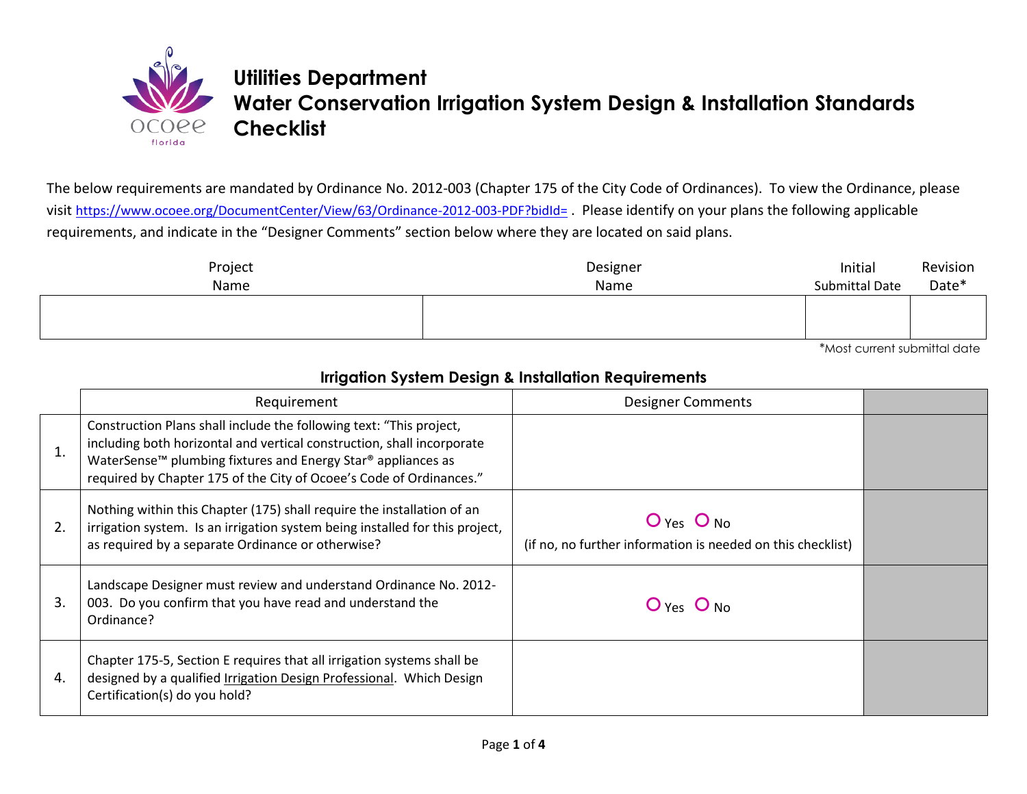# Utilities Department
# Water Conservation Irrigation System Design & Installation Standards Checklist

The below requirements are mandated by Ordinance No. 2012-003 (Chapter 175 of the City Code of Ordinances). To view the Ordinance, please visit https://www.ocoee.org/DocumentCenter/View/63/Ordinance-2012-003-PDF?bidId= . Please identify on your plans the following applicable requirements, and indicate in the "Designer Comments" section below where they are located on said plans.

| Project Name | Designer Name | Initial Submittal Date | Revision Date* |
|---|---|---|---|
| | | | |

*Most current submittal date

## Irrigation System Design & Installation Requirements

| | Requirement | Designer Comments | |
|---|---|---|---|
| 1. | Construction Plans shall include the following text: "This project, including both horizontal and vertical construction, shall incorporate WaterSense™ plumbing fixtures and Energy Star® appliances as required by Chapter 175 of the City of Ocoee's Code of Ordinances." | | |
| 2. | Nothing within this Chapter (175) shall require the installation of an irrigation system. Is an irrigation system being installed for this project, as required by a separate Ordinance or otherwise? | O Yes O No<br>(if no, no further information is needed on this checklist) | |
| 3. | Landscape Designer must review and understand Ordinance No. 2012-003. Do you confirm that you have read and understand the Ordinance? | O Yes O No | |
| 4. | Chapter 175-5, Section E requires that all irrigation systems shall be designed by a qualified Irrigation Design Professional. Which Design Certification(s) do you hold? | | |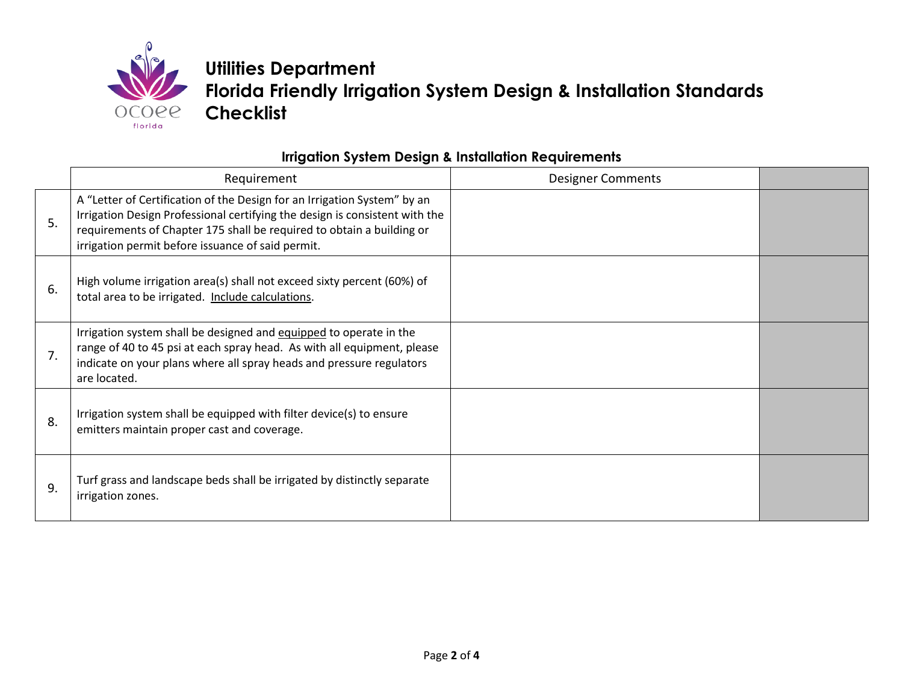# Utilities Department
# Florida Friendly Irrigation System Design & Installation Standards
# Checklist

## Irrigation System Design & Installation Requirements

| | Requirement | Designer Comments | |
|---|---|---|---|
| 5. | A "Letter of Certification of the Design for an Irrigation System" by an Irrigation Design Professional certifying the design is consistent with the requirements of Chapter 175 shall be required to obtain a building or irrigation permit before issuance of said permit. | | |
| 6. | High volume irrigation area(s) shall not exceed sixty percent (60%) of total area to be irrigated. <u>Include calculations</u>. | | |
| 7. | Irrigation system shall be designed and <u>equipped</u> to operate in the range of 40 to 45 psi at each spray head. As with all equipment, please indicate on your plans where all spray heads and pressure regulators are located. | | |
| 8. | Irrigation system shall be equipped with filter device(s) to ensure emitters maintain proper cast and coverage. | | |
| 9. | Turf grass and landscape beds shall be irrigated by distinctly separate irrigation zones. | | |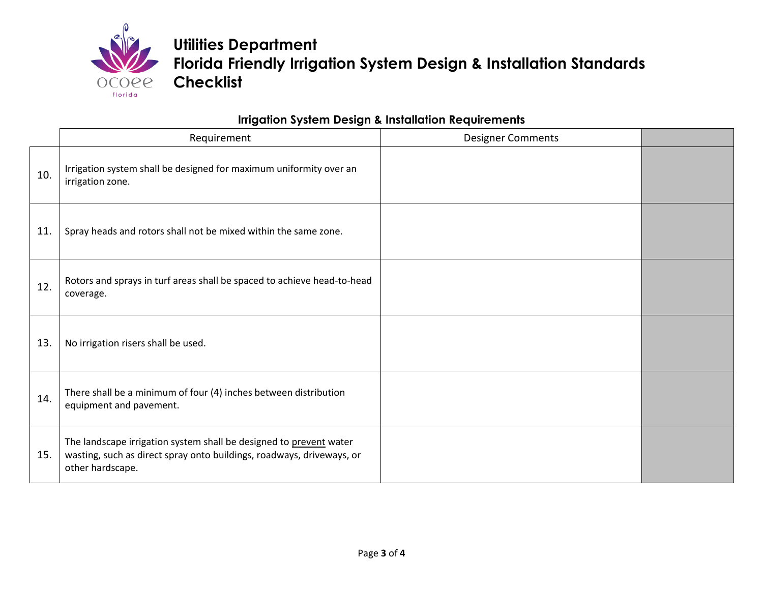# Utilities Department
# Florida Friendly Irrigation System Design & Installation Standards Checklist

## Irrigation System Design & Installation Requirements

| | Requirement | Designer Comments | |
|---|---|---|---|
| 10. | Irrigation system shall be designed for maximum uniformity over an irrigation zone. | | |
| 11. | Spray heads and rotors shall not be mixed within the same zone. | | |
| 12. | Rotors and sprays in turf areas shall be spaced to achieve head-to-head coverage. | | |
| 13. | No irrigation risers shall be used. | | |
| 14. | There shall be a minimum of four (4) inches between distribution equipment and pavement. | | |
| 15. | The landscape irrigation system shall be designed to <u>prevent</u> water wasting, such as direct spray onto buildings, roadways, driveways, or other hardscape. | | |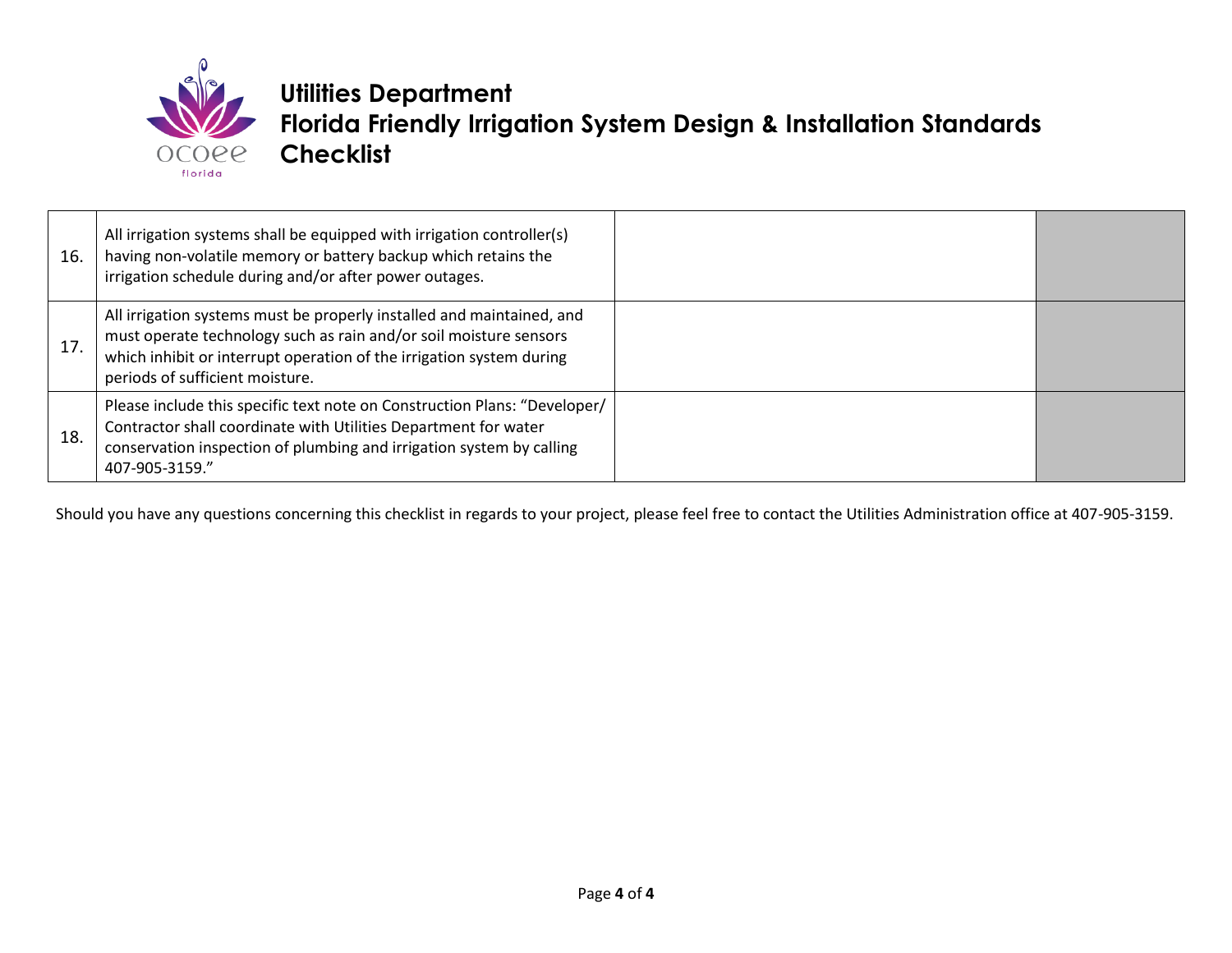# Utilities Department
# Florida Friendly Irrigation System Design & Installation Standards
# Checklist

| | | | |
|---|---|---|---|
| 16. | All irrigation systems shall be equipped with irrigation controller(s) having non-volatile memory or battery backup which retains the irrigation schedule during and/or after power outages. | | |
| 17. | All irrigation systems must be properly installed and maintained, and must operate technology such as rain and/or soil moisture sensors which inhibit or interrupt operation of the irrigation system during periods of sufficient moisture. | | |
| 18. | Please include this specific text note on Construction Plans: "Developer/ Contractor shall coordinate with Utilities Department for water conservation inspection of plumbing and irrigation system by calling 407-905-3159." | | |

Should you have any questions concerning this checklist in regards to your project, please feel free to contact the Utilities Administration office at 407-905-3159.